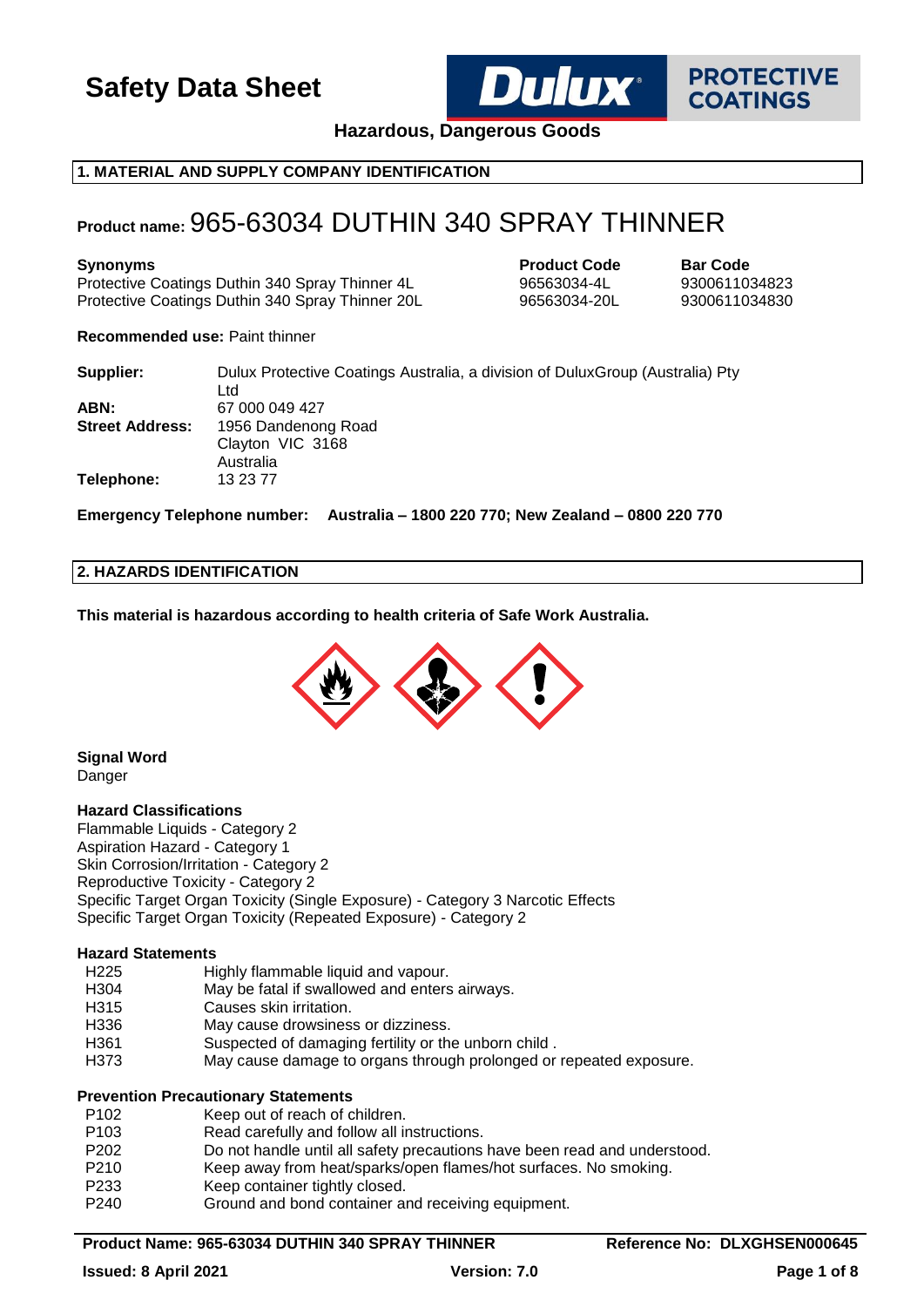# Safety Data Sheet

**Hazardous, Dangerous Goods**

## 1. MATERIAL AND SUPPLY COMPANY IDENTIFICATION

**Product name:** 965-63034 DUTHIN 340 SPRAY THINNER

| **Synonyms** | **Product Code** | **Bar Code** |
|---|---|---|
| Protective Coatings Duthin 340 Spray Thinner 4L | 96563034-4L | 9300611034823 |
| Protective Coatings Duthin 340 Spray Thinner 20L | 96563034-20L | 9300611034830 |

**Recommended use:** Paint thinner

| | |
|---|---|
| **Supplier:** | Dulux Protective Coatings Australia, a division of DuluxGroup (Australia) Pty Ltd |
| **ABN:** | 67 000 049 427 |
| **Street Address:** | 1956 Dandenong Road<br>Clayton VIC 3168<br>Australia |
| **Telephone:** | 13 23 77 |

**Emergency Telephone number: Australia – 1800 220 770; New Zealand – 0800 220 770**

## 2. HAZARDS IDENTIFICATION

**This material is hazardous according to health criteria of Safe Work Australia.**

**Signal Word**

Danger

**Hazard Classifications**

Flammable Liquids - Category 2
Aspiration Hazard - Category 1
Skin Corrosion/Irritation - Category 2
Reproductive Toxicity - Category 2
Specific Target Organ Toxicity (Single Exposure) - Category 3 Narcotic Effects
Specific Target Organ Toxicity (Repeated Exposure) - Category 2

**Hazard Statements**

| | |
|---|---|
| H225 | Highly flammable liquid and vapour. |
| H304 | May be fatal if swallowed and enters airways. |
| H315 | Causes skin irritation. |
| H336 | May cause drowsiness or dizziness. |
| H361 | Suspected of damaging fertility or the unborn child . |
| H373 | May cause damage to organs through prolonged or repeated exposure. |

**Prevention Precautionary Statements**

| | |
|---|---|
| P102 | Keep out of reach of children. |
| P103 | Read carefully and follow all instructions. |
| P202 | Do not handle until all safety precautions have been read and understood. |
| P210 | Keep away from heat/sparks/open flames/hot surfaces. No smoking. |
| P233 | Keep container tightly closed. |
| P240 | Ground and bond container and receiving equipment. |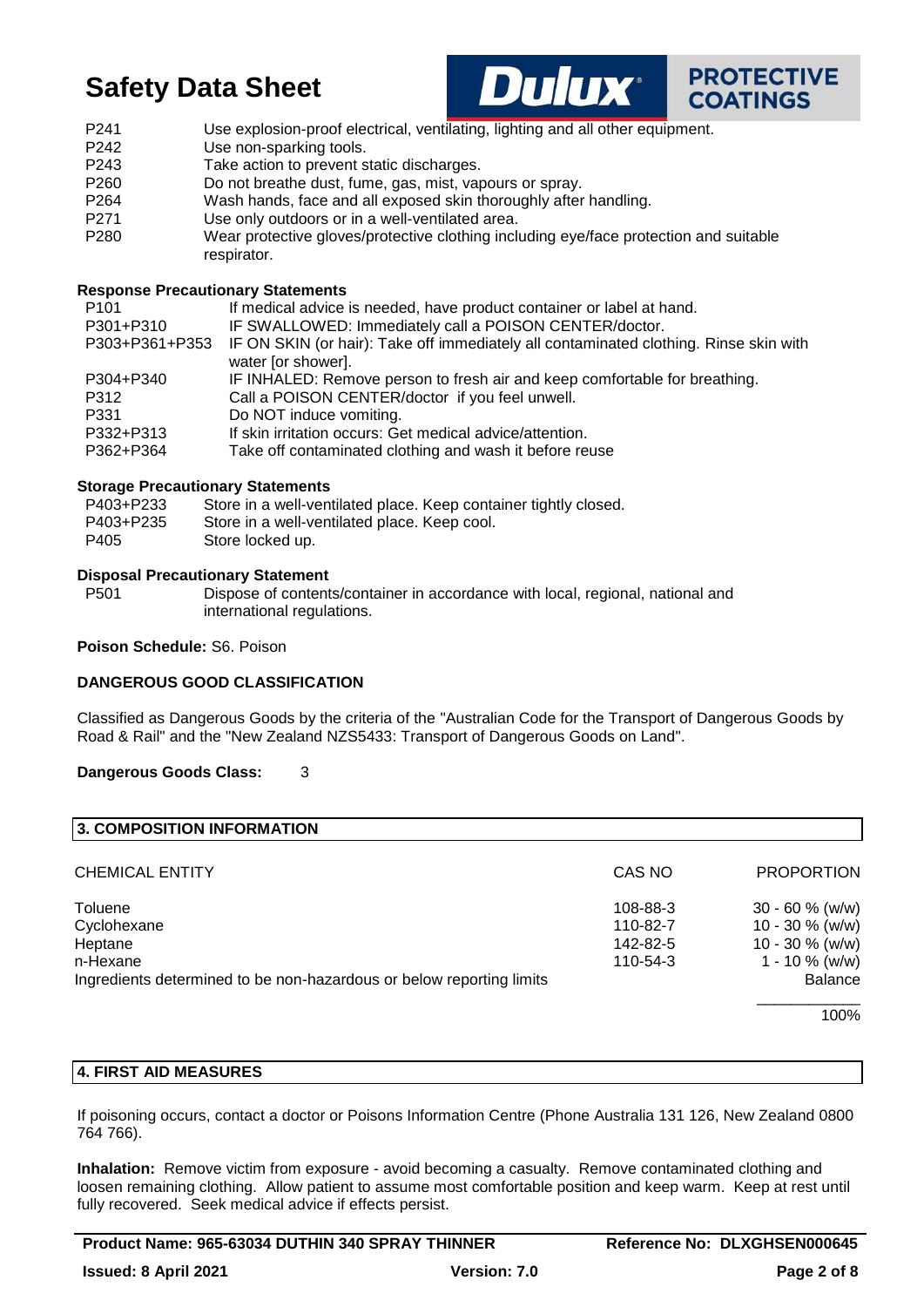| | |
|---|---|
| P241 | Use explosion-proof electrical, ventilating, lighting and all other equipment. |
| P242 | Use non-sparking tools. |
| P243 | Take action to prevent static discharges. |
| P260 | Do not breathe dust, fume, gas, mist, vapours or spray. |
| P264 | Wash hands, face and all exposed skin thoroughly after handling. |
| P271 | Use only outdoors or in a well-ventilated area. |
| P280 | Wear protective gloves/protective clothing including eye/face protection and suitable respirator. |

**Response Precautionary Statements**

| | |
|---|---|
| P101 | If medical advice is needed, have product container or label at hand. |
| P301+P310 | IF SWALLOWED: Immediately call a POISON CENTER/doctor. |
| P303+P361+P353 | IF ON SKIN (or hair): Take off immediately all contaminated clothing. Rinse skin with water [or shower]. |
| P304+P340 | IF INHALED: Remove person to fresh air and keep comfortable for breathing. |
| P312 | Call a POISON CENTER/doctor if you feel unwell. |
| P331 | Do NOT induce vomiting. |
| P332+P313 | If skin irritation occurs: Get medical advice/attention. |
| P362+P364 | Take off contaminated clothing and wash it before reuse |

**Storage Precautionary Statements**

| | |
|---|---|
| P403+P233 | Store in a well-ventilated place. Keep container tightly closed. |
| P403+P235 | Store in a well-ventilated place. Keep cool. |
| P405 | Store locked up. |

**Disposal Precautionary Statement**

| | |
|---|---|
| P501 | Dispose of contents/container in accordance with local, regional, national and international regulations. |

**Poison Schedule:** S6. Poison

**DANGEROUS GOOD CLASSIFICATION**

Classified as Dangerous Goods by the criteria of the "Australian Code for the Transport of Dangerous Goods by Road & Rail" and the "New Zealand NZS5433: Transport of Dangerous Goods on Land".

**Dangerous Goods Class:** 3

## 3. COMPOSITION INFORMATION

| CHEMICAL ENTITY | CAS NO | PROPORTION |
|---|---|---|
| Toluene | 108-88-3 | 30 - 60 % (w/w) |
| Cyclohexane | 110-82-7 | 10 - 30 % (w/w) |
| Heptane | 142-82-5 | 10 - 30 % (w/w) |
| n-Hexane | 110-54-3 | 1 - 10 % (w/w) |
| Ingredients determined to be non-hazardous or below reporting limits | | Balance |
| | | 100% |

## 4. FIRST AID MEASURES

If poisoning occurs, contact a doctor or Poisons Information Centre (Phone Australia 131 126, New Zealand 0800 764 766).

**Inhalation:** Remove victim from exposure - avoid becoming a casualty. Remove contaminated clothing and loosen remaining clothing. Allow patient to assume most comfortable position and keep warm. Keep at rest until fully recovered. Seek medical advice if effects persist.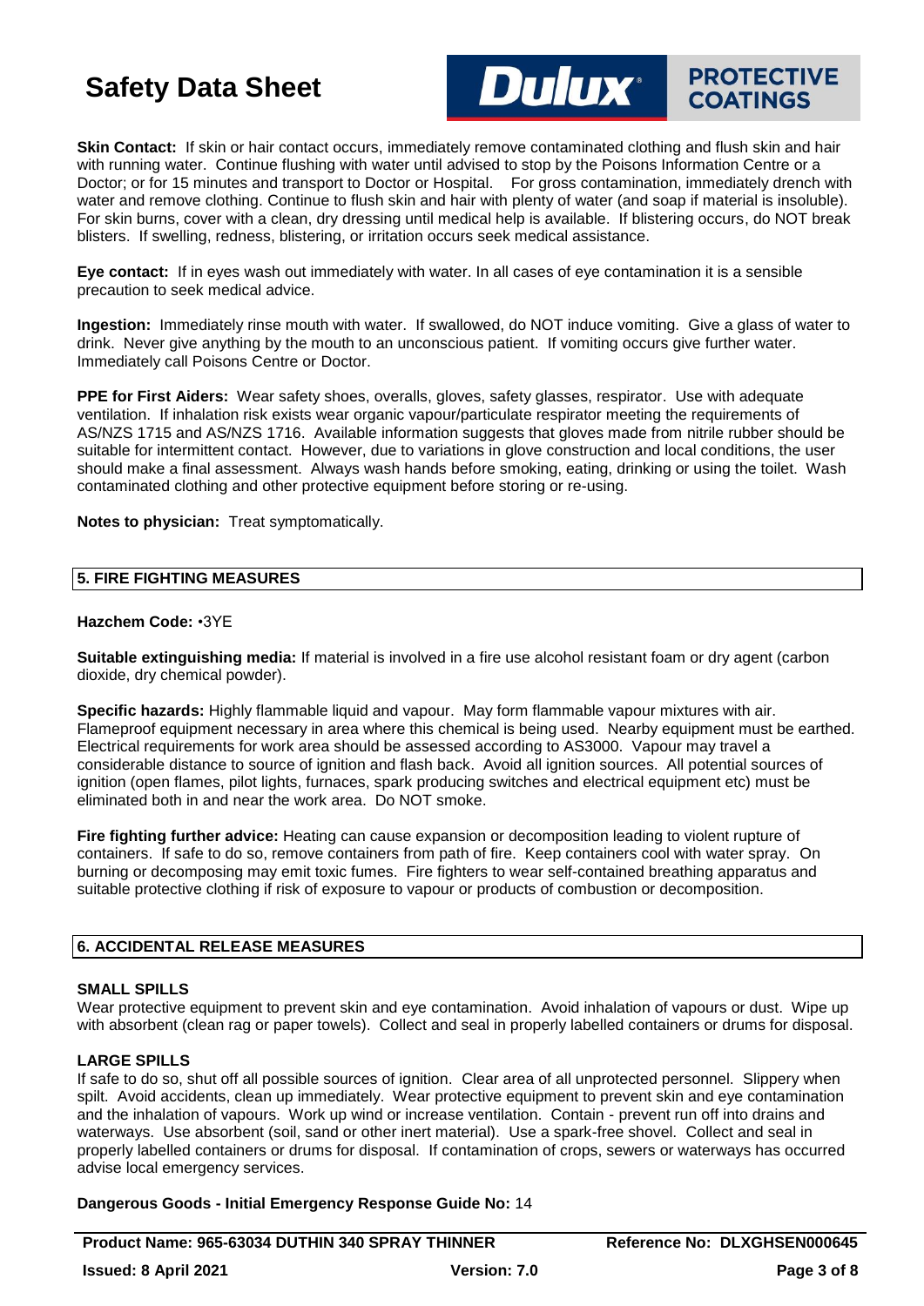**Skin Contact:** If skin or hair contact occurs, immediately remove contaminated clothing and flush skin and hair with running water. Continue flushing with water until advised to stop by the Poisons Information Centre or a Doctor; or for 15 minutes and transport to Doctor or Hospital. For gross contamination, immediately drench with water and remove clothing. Continue to flush skin and hair with plenty of water (and soap if material is insoluble). For skin burns, cover with a clean, dry dressing until medical help is available. If blistering occurs, do NOT break blisters. If swelling, redness, blistering, or irritation occurs seek medical assistance.

**Eye contact:** If in eyes wash out immediately with water. In all cases of eye contamination it is a sensible precaution to seek medical advice.

**Ingestion:** Immediately rinse mouth with water. If swallowed, do NOT induce vomiting. Give a glass of water to drink. Never give anything by the mouth to an unconscious patient. If vomiting occurs give further water. Immediately call Poisons Centre or Doctor.

**PPE for First Aiders:** Wear safety shoes, overalls, gloves, safety glasses, respirator. Use with adequate ventilation. If inhalation risk exists wear organic vapour/particulate respirator meeting the requirements of AS/NZS 1715 and AS/NZS 1716. Available information suggests that gloves made from nitrile rubber should be suitable for intermittent contact. However, due to variations in glove construction and local conditions, the user should make a final assessment. Always wash hands before smoking, eating, drinking or using the toilet. Wash contaminated clothing and other protective equipment before storing or re-using.

**Notes to physician:** Treat symptomatically.

## 5. FIRE FIGHTING MEASURES

**Hazchem Code:** •3YE

**Suitable extinguishing media:** If material is involved in a fire use alcohol resistant foam or dry agent (carbon dioxide, dry chemical powder).

**Specific hazards:** Highly flammable liquid and vapour. May form flammable vapour mixtures with air. Flameproof equipment necessary in area where this chemical is being used. Nearby equipment must be earthed. Electrical requirements for work area should be assessed according to AS3000. Vapour may travel a considerable distance to source of ignition and flash back. Avoid all ignition sources. All potential sources of ignition (open flames, pilot lights, furnaces, spark producing switches and electrical equipment etc) must be eliminated both in and near the work area. Do NOT smoke.

**Fire fighting further advice:** Heating can cause expansion or decomposition leading to violent rupture of containers. If safe to do so, remove containers from path of fire. Keep containers cool with water spray. On burning or decomposing may emit toxic fumes. Fire fighters to wear self-contained breathing apparatus and suitable protective clothing if risk of exposure to vapour or products of combustion or decomposition.

## 6. ACCIDENTAL RELEASE MEASURES

### SMALL SPILLS

Wear protective equipment to prevent skin and eye contamination. Avoid inhalation of vapours or dust. Wipe up with absorbent (clean rag or paper towels). Collect and seal in properly labelled containers or drums for disposal.

### LARGE SPILLS

If safe to do so, shut off all possible sources of ignition. Clear area of all unprotected personnel. Slippery when spilt. Avoid accidents, clean up immediately. Wear protective equipment to prevent skin and eye contamination and the inhalation of vapours. Work up wind or increase ventilation. Contain - prevent run off into drains and waterways. Use absorbent (soil, sand or other inert material). Use a spark-free shovel. Collect and seal in properly labelled containers or drums for disposal. If contamination of crops, sewers or waterways has occurred advise local emergency services.

**Dangerous Goods - Initial Emergency Response Guide No:** 14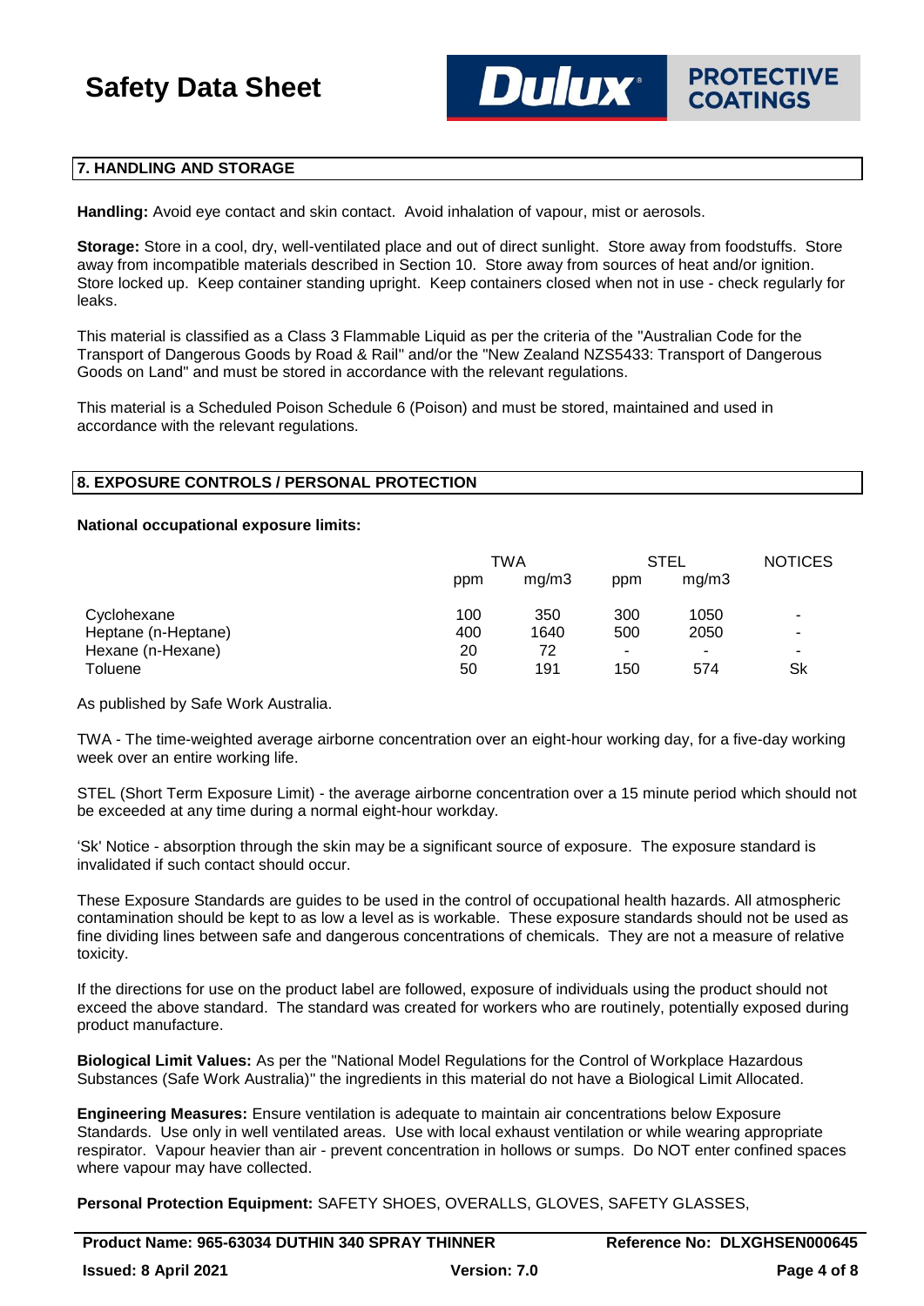## 7. HANDLING AND STORAGE

**Handling:** Avoid eye contact and skin contact. Avoid inhalation of vapour, mist or aerosols.

**Storage:** Store in a cool, dry, well-ventilated place and out of direct sunlight. Store away from foodstuffs. Store away from incompatible materials described in Section 10. Store away from sources of heat and/or ignition. Store locked up. Keep container standing upright. Keep containers closed when not in use - check regularly for leaks.

This material is classified as a Class 3 Flammable Liquid as per the criteria of the "Australian Code for the Transport of Dangerous Goods by Road & Rail" and/or the "New Zealand NZS5433: Transport of Dangerous Goods on Land" and must be stored in accordance with the relevant regulations.

This material is a Scheduled Poison Schedule 6 (Poison) and must be stored, maintained and used in accordance with the relevant regulations.

## 8. EXPOSURE CONTROLS / PERSONAL PROTECTION

**National occupational exposure limits:**

| | TWA | | STEL | | NOTICES |
|---|---|---|---|---|---|
| | ppm | mg/m3 | ppm | mg/m3 | |
| Cyclohexane | 100 | 350 | 300 | 1050 | - |
| Heptane (n-Heptane) | 400 | 1640 | 500 | 2050 | - |
| Hexane (n-Hexane) | 20 | 72 | - | - | - |
| Toluene | 50 | 191 | 150 | 574 | Sk |

As published by Safe Work Australia.

TWA - The time-weighted average airborne concentration over an eight-hour working day, for a five-day working week over an entire working life.

STEL (Short Term Exposure Limit) - the average airborne concentration over a 15 minute period which should not be exceeded at any time during a normal eight-hour workday.

'Sk' Notice - absorption through the skin may be a significant source of exposure. The exposure standard is invalidated if such contact should occur.

These Exposure Standards are guides to be used in the control of occupational health hazards. All atmospheric contamination should be kept to as low a level as is workable. These exposure standards should not be used as fine dividing lines between safe and dangerous concentrations of chemicals. They are not a measure of relative toxicity.

If the directions for use on the product label are followed, exposure of individuals using the product should not exceed the above standard. The standard was created for workers who are routinely, potentially exposed during product manufacture.

**Biological Limit Values:** As per the "National Model Regulations for the Control of Workplace Hazardous Substances (Safe Work Australia)" the ingredients in this material do not have a Biological Limit Allocated.

**Engineering Measures:** Ensure ventilation is adequate to maintain air concentrations below Exposure Standards. Use only in well ventilated areas. Use with local exhaust ventilation or while wearing appropriate respirator. Vapour heavier than air - prevent concentration in hollows or sumps. Do NOT enter confined spaces where vapour may have collected.

**Personal Protection Equipment:** SAFETY SHOES, OVERALLS, GLOVES, SAFETY GLASSES,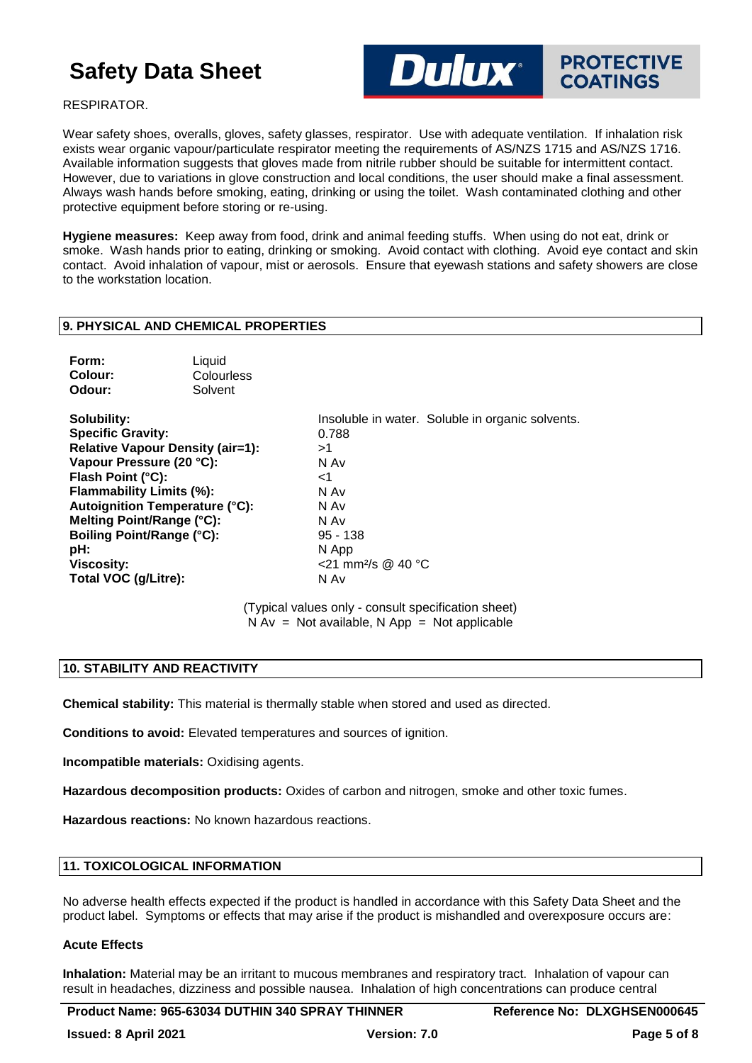RESPIRATOR.

Wear safety shoes, overalls, gloves, safety glasses, respirator. Use with adequate ventilation. If inhalation risk exists wear organic vapour/particulate respirator meeting the requirements of AS/NZS 1715 and AS/NZS 1716. Available information suggests that gloves made from nitrile rubber should be suitable for intermittent contact. However, due to variations in glove construction and local conditions, the user should make a final assessment. Always wash hands before smoking, eating, drinking or using the toilet. Wash contaminated clothing and other protective equipment before storing or re-using.

**Hygiene measures:** Keep away from food, drink and animal feeding stuffs. When using do not eat, drink or smoke. Wash hands prior to eating, drinking or smoking. Avoid contact with clothing. Avoid eye contact and skin contact. Avoid inhalation of vapour, mist or aerosols. Ensure that eyewash stations and safety showers are close to the workstation location.

## 9. PHYSICAL AND CHEMICAL PROPERTIES

| | |
|---|---|
| **Form:** | Liquid |
| **Colour:** | Colourless |
| **Odour:** | Solvent |

| | |
|---|---|
| **Solubility:** | Insoluble in water. Soluble in organic solvents. |
| **Specific Gravity:** | 0.788 |
| **Relative Vapour Density (air=1):** | >1 |
| **Vapour Pressure (20 °C):** | N Av |
| **Flash Point (°C):** | <1 |
| **Flammability Limits (%):** | N Av |
| **Autoignition Temperature (°C):** | N Av |
| **Melting Point/Range (°C):** | N Av |
| **Boiling Point/Range (°C):** | 95 - 138 |
| **pH:** | N App |
| **Viscosity:** | <21 mm²/s @ 40 °C |
| **Total VOC (g/Litre):** | N Av |

(Typical values only - consult specification sheet)
N Av = Not available, N App = Not applicable

## 10. STABILITY AND REACTIVITY

**Chemical stability:** This material is thermally stable when stored and used as directed.

**Conditions to avoid:** Elevated temperatures and sources of ignition.

**Incompatible materials:** Oxidising agents.

**Hazardous decomposition products:** Oxides of carbon and nitrogen, smoke and other toxic fumes.

**Hazardous reactions:** No known hazardous reactions.

## 11. TOXICOLOGICAL INFORMATION

No adverse health effects expected if the product is handled in accordance with this Safety Data Sheet and the product label. Symptoms or effects that may arise if the product is mishandled and overexposure occurs are:

### Acute Effects

**Inhalation:** Material may be an irritant to mucous membranes and respiratory tract. Inhalation of vapour can result in headaches, dizziness and possible nausea. Inhalation of high concentrations can produce central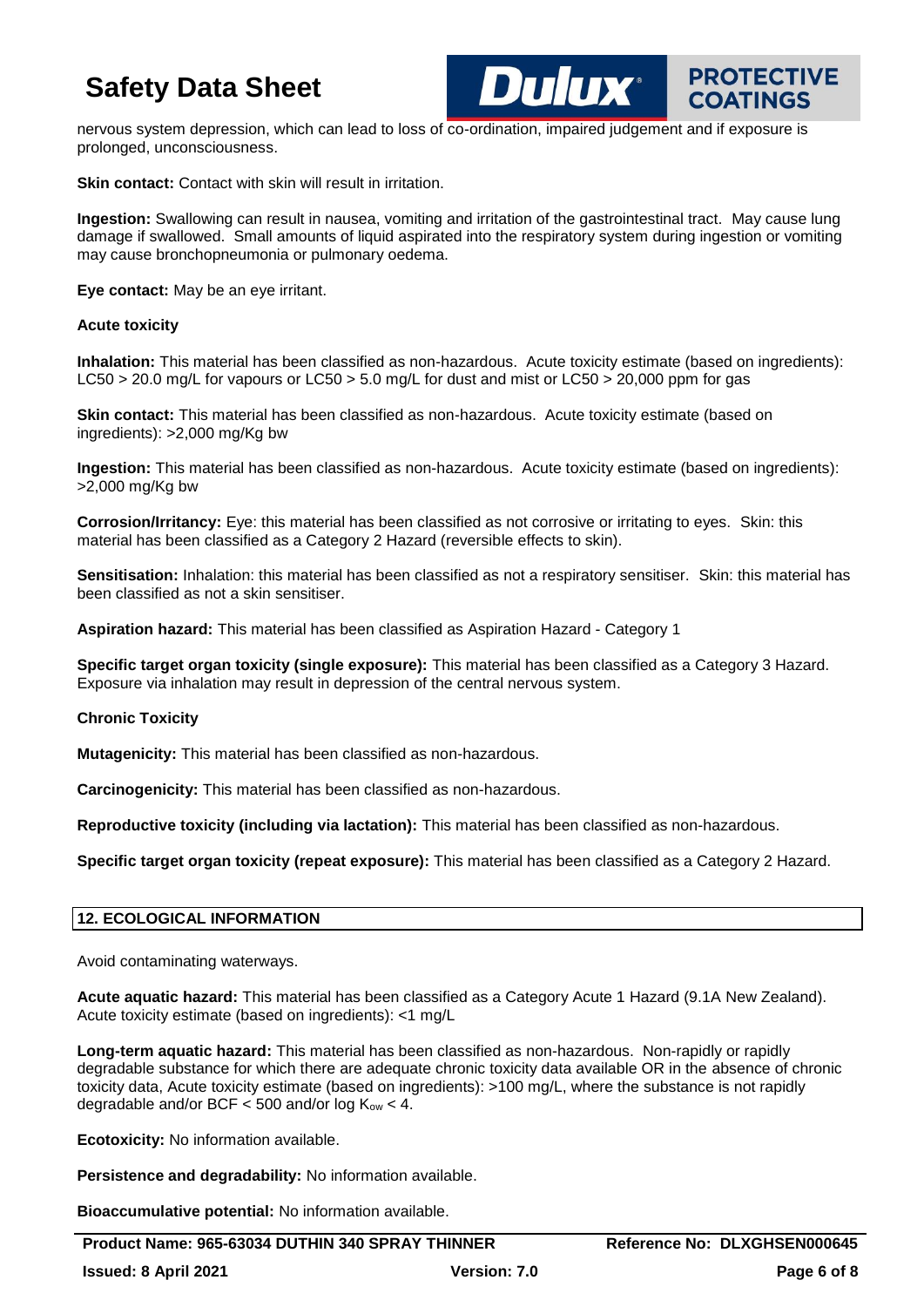nervous system depression, which can lead to loss of co-ordination, impaired judgement and if exposure is prolonged, unconsciousness.

**Skin contact:** Contact with skin will result in irritation.

**Ingestion:** Swallowing can result in nausea, vomiting and irritation of the gastrointestinal tract. May cause lung damage if swallowed. Small amounts of liquid aspirated into the respiratory system during ingestion or vomiting may cause bronchopneumonia or pulmonary oedema.

**Eye contact:** May be an eye irritant.

**Acute toxicity**

**Inhalation:** This material has been classified as non-hazardous. Acute toxicity estimate (based on ingredients): LC50 > 20.0 mg/L for vapours or LC50 > 5.0 mg/L for dust and mist or LC50 > 20,000 ppm for gas

**Skin contact:** This material has been classified as non-hazardous. Acute toxicity estimate (based on ingredients): >2,000 mg/Kg bw

**Ingestion:** This material has been classified as non-hazardous. Acute toxicity estimate (based on ingredients): >2,000 mg/Kg bw

**Corrosion/Irritancy:** Eye: this material has been classified as not corrosive or irritating to eyes. Skin: this material has been classified as a Category 2 Hazard (reversible effects to skin).

**Sensitisation:** Inhalation: this material has been classified as not a respiratory sensitiser. Skin: this material has been classified as not a skin sensitiser.

**Aspiration hazard:** This material has been classified as Aspiration Hazard - Category 1

**Specific target organ toxicity (single exposure):** This material has been classified as a Category 3 Hazard. Exposure via inhalation may result in depression of the central nervous system.

**Chronic Toxicity**

**Mutagenicity:** This material has been classified as non-hazardous.

**Carcinogenicity:** This material has been classified as non-hazardous.

**Reproductive toxicity (including via lactation):** This material has been classified as non-hazardous.

**Specific target organ toxicity (repeat exposure):** This material has been classified as a Category 2 Hazard.

## 12. ECOLOGICAL INFORMATION

Avoid contaminating waterways.

**Acute aquatic hazard:** This material has been classified as a Category Acute 1 Hazard (9.1A New Zealand). Acute toxicity estimate (based on ingredients): <1 mg/L

**Long-term aquatic hazard:** This material has been classified as non-hazardous. Non-rapidly or rapidly degradable substance for which there are adequate chronic toxicity data available OR in the absence of chronic toxicity data, Acute toxicity estimate (based on ingredients): >100 mg/L, where the substance is not rapidly degradable and/or BCF < 500 and/or log $K_{ow}$ < 4.

**Ecotoxicity:** No information available.

**Persistence and degradability:** No information available.

**Bioaccumulative potential:** No information available.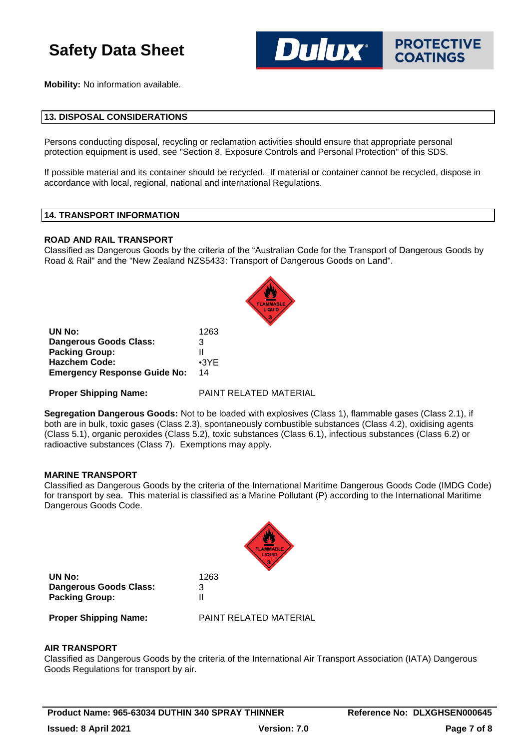**Mobility:** No information available.

## 13. DISPOSAL CONSIDERATIONS

Persons conducting disposal, recycling or reclamation activities should ensure that appropriate personal protection equipment is used, see "Section 8. Exposure Controls and Personal Protection" of this SDS.

If possible material and its container should be recycled. If material or container cannot be recycled, dispose in accordance with local, regional, national and international Regulations.

## 14. TRANSPORT INFORMATION

### ROAD AND RAIL TRANSPORT

Classified as Dangerous Goods by the criteria of the "Australian Code for the Transport of Dangerous Goods by Road & Rail" and the "New Zealand NZS5433: Transport of Dangerous Goods on Land".

| | |
|---|---|
| **UN No:** | 1263 |
| **Dangerous Goods Class:** | 3 |
| **Packing Group:** | II |
| **Hazchem Code:** | •3YE |
| **Emergency Response Guide No:** | 14 |
| **Proper Shipping Name:** | PAINT RELATED MATERIAL |

**Segregation Dangerous Goods:** Not to be loaded with explosives (Class 1), flammable gases (Class 2.1), if both are in bulk, toxic gases (Class 2.3), spontaneously combustible substances (Class 4.2), oxidising agents (Class 5.1), organic peroxides (Class 5.2), toxic substances (Class 6.1), infectious substances (Class 6.2) or radioactive substances (Class 7). Exemptions may apply.

### MARINE TRANSPORT

Classified as Dangerous Goods by the criteria of the International Maritime Dangerous Goods Code (IMDG Code) for transport by sea. This material is classified as a Marine Pollutant (P) according to the International Maritime Dangerous Goods Code.

| | |
|---|---|
| **UN No:** | 1263 |
| **Dangerous Goods Class:** | 3 |
| **Packing Group:** | II |
| **Proper Shipping Name:** | PAINT RELATED MATERIAL |

### AIR TRANSPORT

Classified as Dangerous Goods by the criteria of the International Air Transport Association (IATA) Dangerous Goods Regulations for transport by air.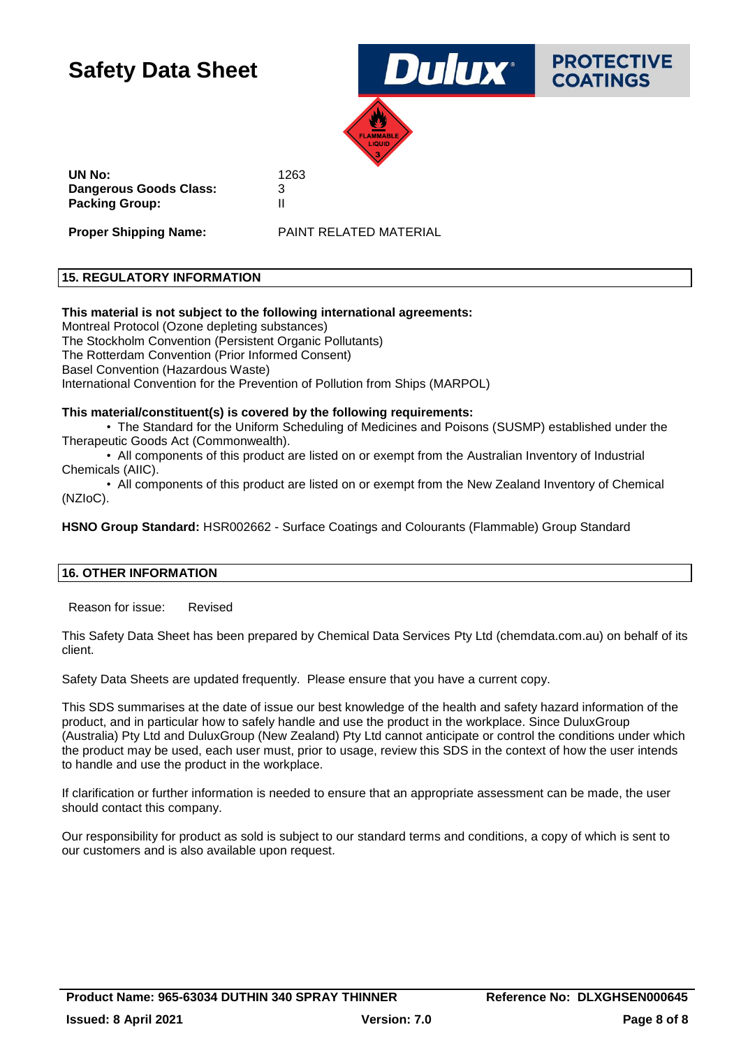**UN No:** 1263
**Dangerous Goods Class:** 3
**Packing Group:** II

**Proper Shipping Name:** PAINT RELATED MATERIAL

## 15. REGULATORY INFORMATION

**This material is not subject to the following international agreements:**

Montreal Protocol (Ozone depleting substances)
The Stockholm Convention (Persistent Organic Pollutants)
The Rotterdam Convention (Prior Informed Consent)
Basel Convention (Hazardous Waste)
International Convention for the Prevention of Pollution from Ships (MARPOL)

**This material/constituent(s) is covered by the following requirements:**

- The Standard for the Uniform Scheduling of Medicines and Poisons (SUSMP) established under the Therapeutic Goods Act (Commonwealth).
- All components of this product are listed on or exempt from the Australian Inventory of Industrial Chemicals (AIIC).
- All components of this product are listed on or exempt from the New Zealand Inventory of Chemical (NZIoC).

**HSNO Group Standard:** HSR002662 - Surface Coatings and Colourants (Flammable) Group Standard

## 16. OTHER INFORMATION

Reason for issue: Revised

This Safety Data Sheet has been prepared by Chemical Data Services Pty Ltd (chemdata.com.au) on behalf of its client.

Safety Data Sheets are updated frequently. Please ensure that you have a current copy.

This SDS summarises at the date of issue our best knowledge of the health and safety hazard information of the product, and in particular how to safely handle and use the product in the workplace. Since DuluxGroup (Australia) Pty Ltd and DuluxGroup (New Zealand) Pty Ltd cannot anticipate or control the conditions under which the product may be used, each user must, prior to usage, review this SDS in the context of how the user intends to handle and use the product in the workplace.

If clarification or further information is needed to ensure that an appropriate assessment can be made, the user should contact this company.

Our responsibility for product as sold is subject to our standard terms and conditions, a copy of which is sent to our customers and is also available upon request.